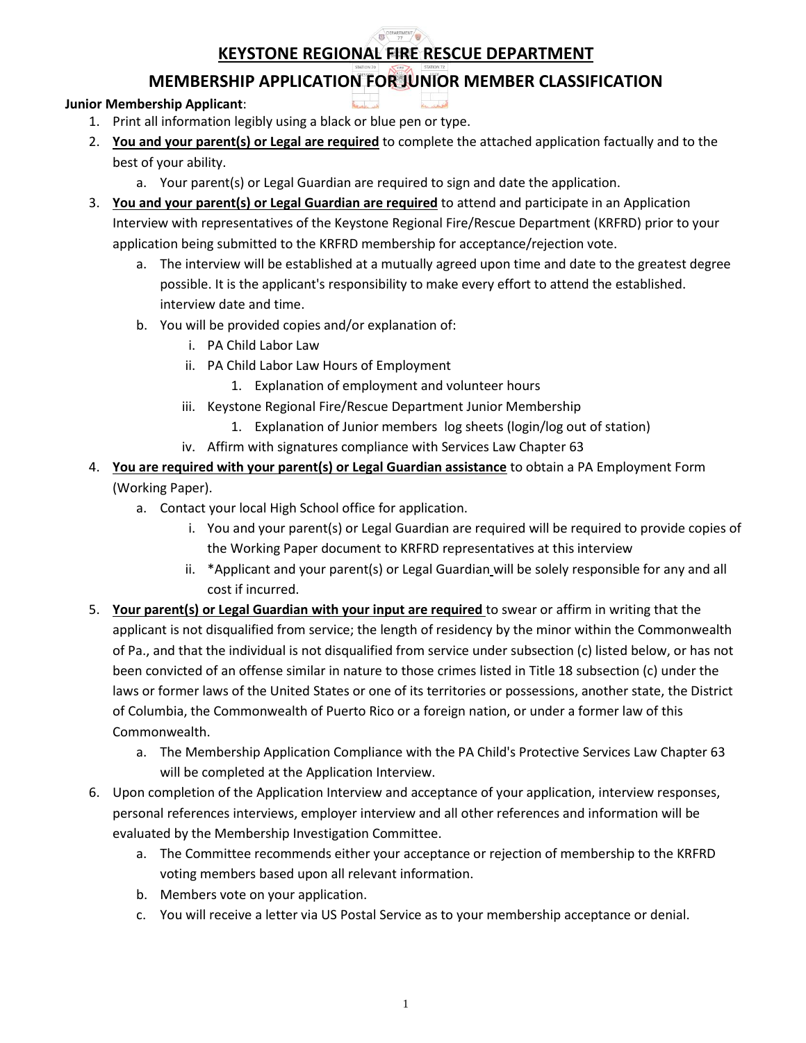# KEYSTONE REGIONAL FIRE RESCUE DEPARTMENT

## MEMBERSHIP APPLICATION FOR JUNIOR MEMBER CLASSIFICATION

**Junior Membership Applicant**:

1. Print all information legibly using a black or blue pen or type.
2. **You and your parent(s) or Legal are required** to complete the attached application factually and to the best of your ability.
   a. Your parent(s) or Legal Guardian are required to sign and date the application.
3. **You and your parent(s) or Legal Guardian are required** to attend and participate in an Application Interview with representatives of the Keystone Regional Fire/Rescue Department (KRFRD) prior to your application being submitted to the KRFRD membership for acceptance/rejection vote.
   a. The interview will be established at a mutually agreed upon time and date to the greatest degree possible. It is the applicant's responsibility to make every effort to attend the established. interview date and time.
   b. You will be provided copies and/or explanation of:
      i. PA Child Labor Law
      ii. PA Child Labor Law Hours of Employment
         1. Explanation of employment and volunteer hours
      iii. Keystone Regional Fire/Rescue Department Junior Membership
         1. Explanation of Junior members log sheets (login/log out of station)
      iv. Affirm with signatures compliance with Services Law Chapter 63
4. **You are required with your parent(s) or Legal Guardian assistance** to obtain a PA Employment Form (Working Paper).
   a. Contact your local High School office for application.
      i. You and your parent(s) or Legal Guardian are required will be required to provide copies of the Working Paper document to KRFRD representatives at this interview
      ii. *Applicant and your parent(s) or Legal Guardian will be solely responsible for any and all cost if incurred.
5. **Your parent(s) or Legal Guardian with your input are required** to swear or affirm in writing that the applicant is not disqualified from service; the length of residency by the minor within the Commonwealth of Pa., and that the individual is not disqualified from service under subsection (c) listed below, or has not been convicted of an offense similar in nature to those crimes listed in Title 18 subsection (c) under the laws or former laws of the United States or one of its territories or possessions, another state, the District of Columbia, the Commonwealth of Puerto Rico or a foreign nation, or under a former law of this Commonwealth.
   a. The Membership Application Compliance with the PA Child's Protective Services Law Chapter 63 will be completed at the Application Interview.
6. Upon completion of the Application Interview and acceptance of your application, interview responses, personal references interviews, employer interview and all other references and information will be evaluated by the Membership Investigation Committee.
   a. The Committee recommends either your acceptance or rejection of membership to the KRFRD voting members based upon all relevant information.
   b. Members vote on your application.
   c. You will receive a letter via US Postal Service as to your membership acceptance or denial.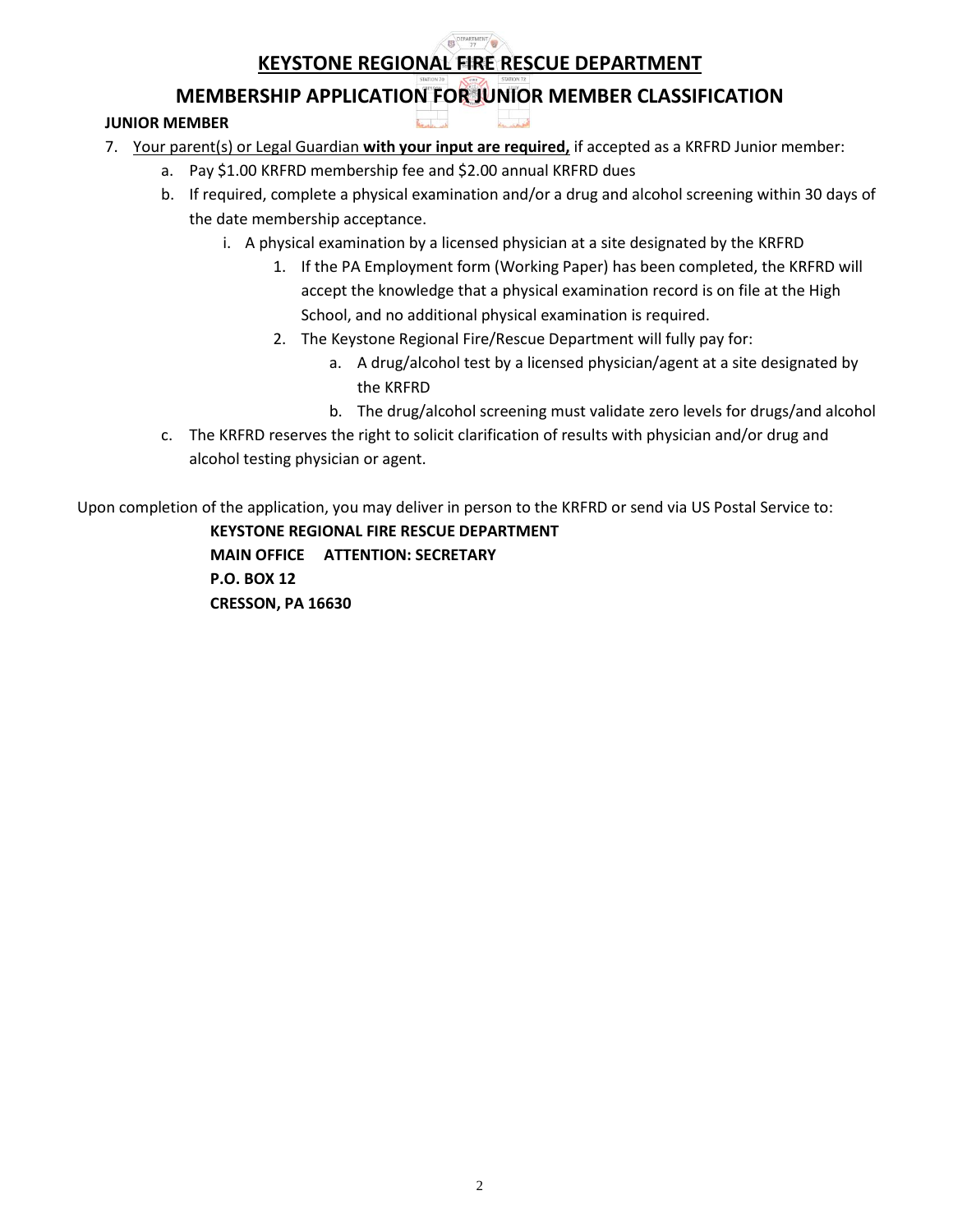# KEYSTONE REGIONAL FIRE RESCUE DEPARTMENT

## MEMBERSHIP APPLICATION FOR JUNIOR MEMBER CLASSIFICATION

**JUNIOR MEMBER**

7. Your parent(s) or Legal Guardian **with your input are required,** if accepted as a KRFRD Junior member:
   a. Pay $1.00 KRFRD membership fee and $2.00 annual KRFRD dues
   b. If required, complete a physical examination and/or a drug and alcohol screening within 30 days of the date membership acceptance.
      i. A physical examination by a licensed physician at a site designated by the KRFRD
         1. If the PA Employment form (Working Paper) has been completed, the KRFRD will accept the knowledge that a physical examination record is on file at the High School, and no additional physical examination is required.
         2. The Keystone Regional Fire/Rescue Department will fully pay for:
            a. A drug/alcohol test by a licensed physician/agent at a site designated by the KRFRD
            b. The drug/alcohol screening must validate zero levels for drugs/and alcohol
   c. The KRFRD reserves the right to solicit clarification of results with physician and/or drug and alcohol testing physician or agent.

Upon completion of the application, you may deliver in person to the KRFRD or send via US Postal Service to:

**KEYSTONE REGIONAL FIRE RESCUE DEPARTMENT**
**MAIN OFFICE ATTENTION: SECRETARY**
**P.O. BOX 12**
**CRESSON, PA 16630**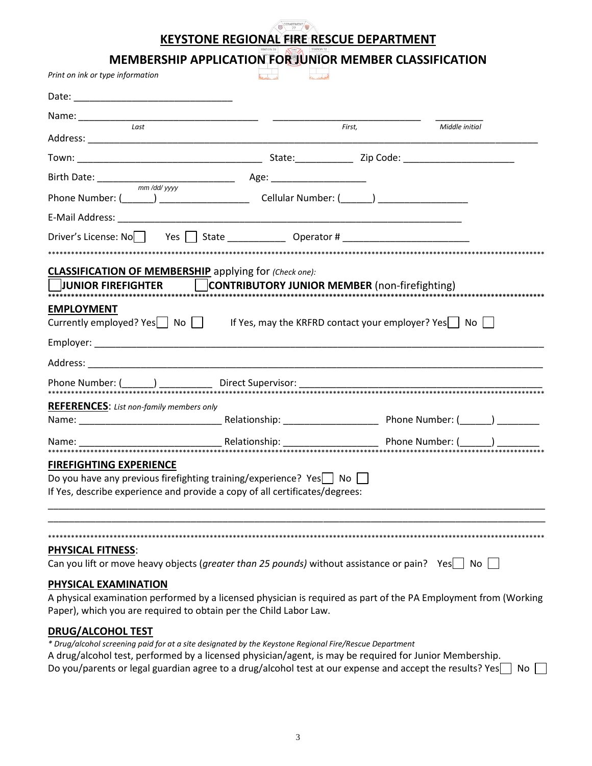# KEYSTONE REGIONAL FIRE RESCUE DEPARTMENT

## MEMBERSHIP APPLICATION FOR JUNIOR MEMBER CLASSIFICATION

*Print on ink or type information*

Date: ______________________________

Name: __________________________________ ____________________________ __________
*Last* *First,* *Middle initial*

Address: ______________________________________________________________________________________

Town: ___________________________________ State:___________ Zip Code: _____________________

Birth Date: __________________________ Age: __________________
*mm /dd/ yyyy*

Phone Number: (______) _________________ Cellular Number: (______) _________________

E-Mail Address: ___________________________________________________________________

Driver's License: No☐ Yes ☐ State ___________ Operator # ________________________

******************************************************************************************************************************

**CLASSIFICATION OF MEMBERSHIP** applying for *(Check one):*

☐ **JUNIOR FIREFIGHTER** ☐ **CONTRIBUTORY JUNIOR MEMBER** (non-firefighting)

******************************************************************************************************************************

**EMPLOYMENT**

Currently employed? Yes☐ No ☐ If Yes, may the KRFRD contact your employer? Yes☐ No ☐

Employer: ______________________________________________________________________________________

Address: _______________________________________________________________________________________

Phone Number: (______) __________ Direct Supervisor: ______________________________________________

******************************************************************************************************************************

**REFERENCES**: *List non-family members only*

Name: ___________________________ Relationship: __________________ Phone Number: (______) ________

Name: ___________________________ Relationship: __________________ Phone Number: (______) ________

******************************************************************************************************************************

**FIREFIGHTING EXPERIENCE**

Do you have any previous firefighting training/experience? Yes☐ No ☐

If Yes, describe experience and provide a copy of all certificates/degrees:

_______________________________________________________________________________________________

_______________________________________________________________________________________________

******************************************************************************************************************************

**PHYSICAL FITNESS**:

Can you lift or move heavy objects (*greater than 25 pounds)* without assistance or pain? Yes☐ No ☐

**PHYSICAL EXAMINATION**

A physical examination performed by a licensed physician is required as part of the PA Employment from (Working Paper), which you are required to obtain per the Child Labor Law.

**DRUG/ALCOHOL TEST**

*\* Drug/alcohol screening paid for at a site designated by the Keystone Regional Fire/Rescue Department*

A drug/alcohol test, performed by a licensed physician/agent, is may be required for Junior Membership.

Do you/parents or legal guardian agree to a drug/alcohol test at our expense and accept the results? Yes☐ No ☐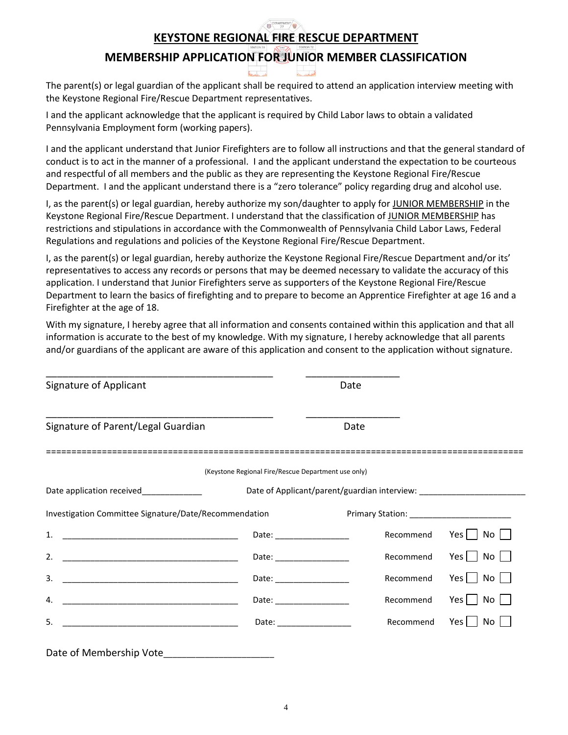## KEYSTONE REGIONAL FIRE RESCUE DEPARTMENT

## MEMBERSHIP APPLICATION FOR JUNIOR MEMBER CLASSIFICATION

The parent(s) or legal guardian of the applicant shall be required to attend an application interview meeting with the Keystone Regional Fire/Rescue Department representatives.

I and the applicant acknowledge that the applicant is required by Child Labor laws to obtain a validated Pennsylvania Employment form (working papers).

I and the applicant understand that Junior Firefighters are to follow all instructions and that the general standard of conduct is to act in the manner of a professional. I and the applicant understand the expectation to be courteous and respectful of all members and the public as they are representing the Keystone Regional Fire/Rescue Department. I and the applicant understand there is a "zero tolerance" policy regarding drug and alcohol use.

I, as the parent(s) or legal guardian, hereby authorize my son/daughter to apply for JUNIOR MEMBERSHIP in the Keystone Regional Fire/Rescue Department. I understand that the classification of JUNIOR MEMBERSHIP has restrictions and stipulations in accordance with the Commonwealth of Pennsylvania Child Labor Laws, Federal Regulations and regulations and policies of the Keystone Regional Fire/Rescue Department.

I, as the parent(s) or legal guardian, hereby authorize the Keystone Regional Fire/Rescue Department and/or its' representatives to access any records or persons that may be deemed necessary to validate the accuracy of this application. I understand that Junior Firefighters serve as supporters of the Keystone Regional Fire/Rescue Department to learn the basics of firefighting and to prepare to become an Apprentice Firefighter at age 16 and a Firefighter at the age of 18.

With my signature, I hereby agree that all information and consents contained within this application and that all information is accurate to the best of my knowledge. With my signature, I hereby acknowledge that all parents and/or guardians of the applicant are aware of this application and consent to the application without signature.

\_\_\_\_\_\_\_\_\_\_\_\_\_\_\_\_\_\_\_\_\_\_\_\_\_\_\_\_\_\_\_\_\_\_\_\_\_\_\_\_ \_\_\_\_\_\_\_\_\_\_\_\_\_\_\_\_\_

Signature of Applicant Date

\_\_\_\_\_\_\_\_\_\_\_\_\_\_\_\_\_\_\_\_\_\_\_\_\_\_\_\_\_\_\_\_\_\_\_\_\_\_\_\_ \_\_\_\_\_\_\_\_\_\_\_\_\_\_\_\_\_

Signature of Parent/Legal Guardian Date

==========================================================================================

(Keystone Regional Fire/Rescue Department use only)

Date application received\_\_\_\_\_\_\_\_\_\_\_\_\_ Date of Applicant/parent/guardian interview: \_\_\_\_\_\_\_\_\_\_\_\_\_\_\_\_\_\_\_\_\_\_\_

Investigation Committee Signature/Date/Recommendation Primary Station: \_\_\_\_\_\_\_\_\_\_\_\_\_\_\_\_\_\_\_\_\_\_

| | | | | |
|---|---|---|---|---|
| 1. | \_\_\_\_\_\_\_\_\_\_\_\_\_\_\_\_\_\_\_\_\_\_\_\_\_\_\_\_\_\_\_\_\_\_\_\_\_ | Date: \_\_\_\_\_\_\_\_\_\_\_\_\_\_\_\_ | Recommend | Yes ☐ No ☐ |
| 2. | \_\_\_\_\_\_\_\_\_\_\_\_\_\_\_\_\_\_\_\_\_\_\_\_\_\_\_\_\_\_\_\_\_\_\_\_\_ | Date: \_\_\_\_\_\_\_\_\_\_\_\_\_\_\_\_ | Recommend | Yes ☐ No ☐ |
| 3. | \_\_\_\_\_\_\_\_\_\_\_\_\_\_\_\_\_\_\_\_\_\_\_\_\_\_\_\_\_\_\_\_\_\_\_\_\_ | Date: \_\_\_\_\_\_\_\_\_\_\_\_\_\_\_\_ | Recommend | Yes ☐ No ☐ |
| 4. | \_\_\_\_\_\_\_\_\_\_\_\_\_\_\_\_\_\_\_\_\_\_\_\_\_\_\_\_\_\_\_\_\_\_\_\_\_ | Date: \_\_\_\_\_\_\_\_\_\_\_\_\_\_\_\_ | Recommend | Yes ☐ No ☐ |
| 5. | \_\_\_\_\_\_\_\_\_\_\_\_\_\_\_\_\_\_\_\_\_\_\_\_\_\_\_\_\_\_\_\_\_\_\_\_\_ | Date: \_\_\_\_\_\_\_\_\_\_\_\_\_\_\_\_ | Recommend | Yes ☐ No ☐ |

Date of Membership Vote\_\_\_\_\_\_\_\_\_\_\_\_\_\_\_\_\_\_\_\_